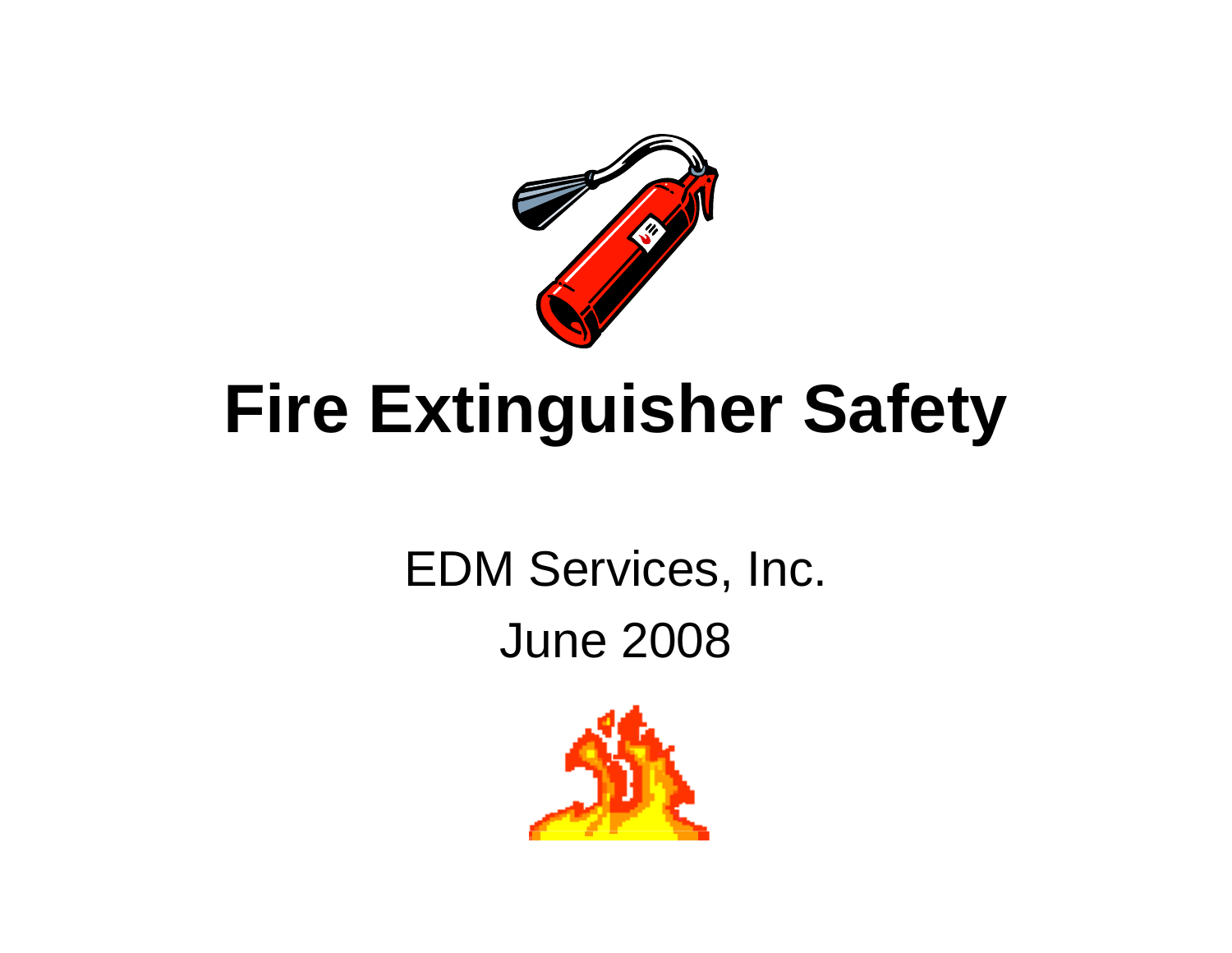# Fire Extinguisher Safety

EDM Services, Inc.

June 2008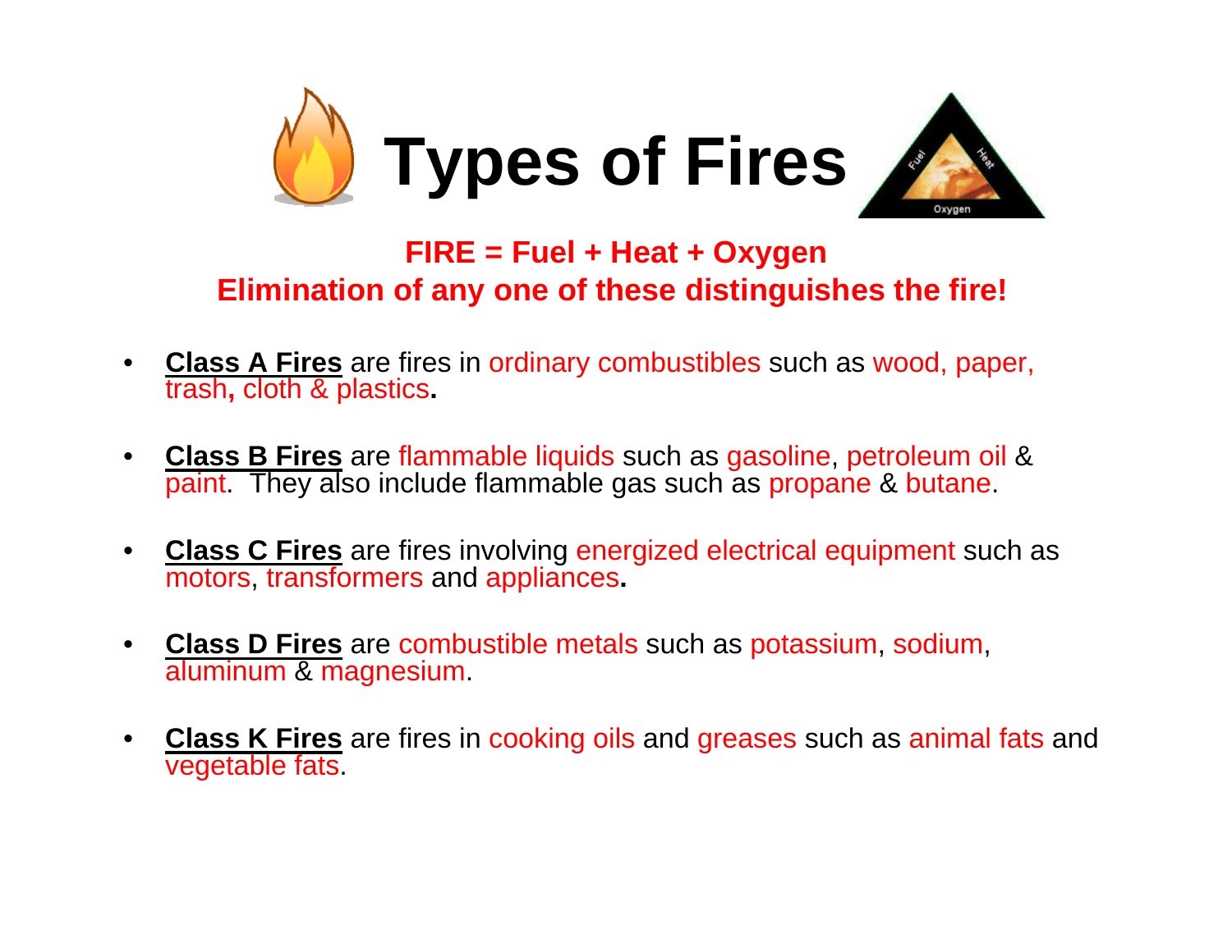# Types of Fires

**FIRE = Fuel + Heat + Oxygen**
**Elimination of any one of these distinguishes the fire!**

- **Class A Fires** are fires in ordinary combustibles such as wood, paper, trash**,** cloth & plastics**.**

- **Class B Fires** are flammable liquids such as gasoline, petroleum oil & paint. They also include flammable gas such as propane & butane.

- **Class C Fires** are fires involving energized electrical equipment such as motors, transformers and appliances**.**

- **Class D Fires** are combustible metals such as potassium, sodium, aluminum & magnesium.

- **Class K Fires** are fires in cooking oils and greases such as animal fats and vegetable fats.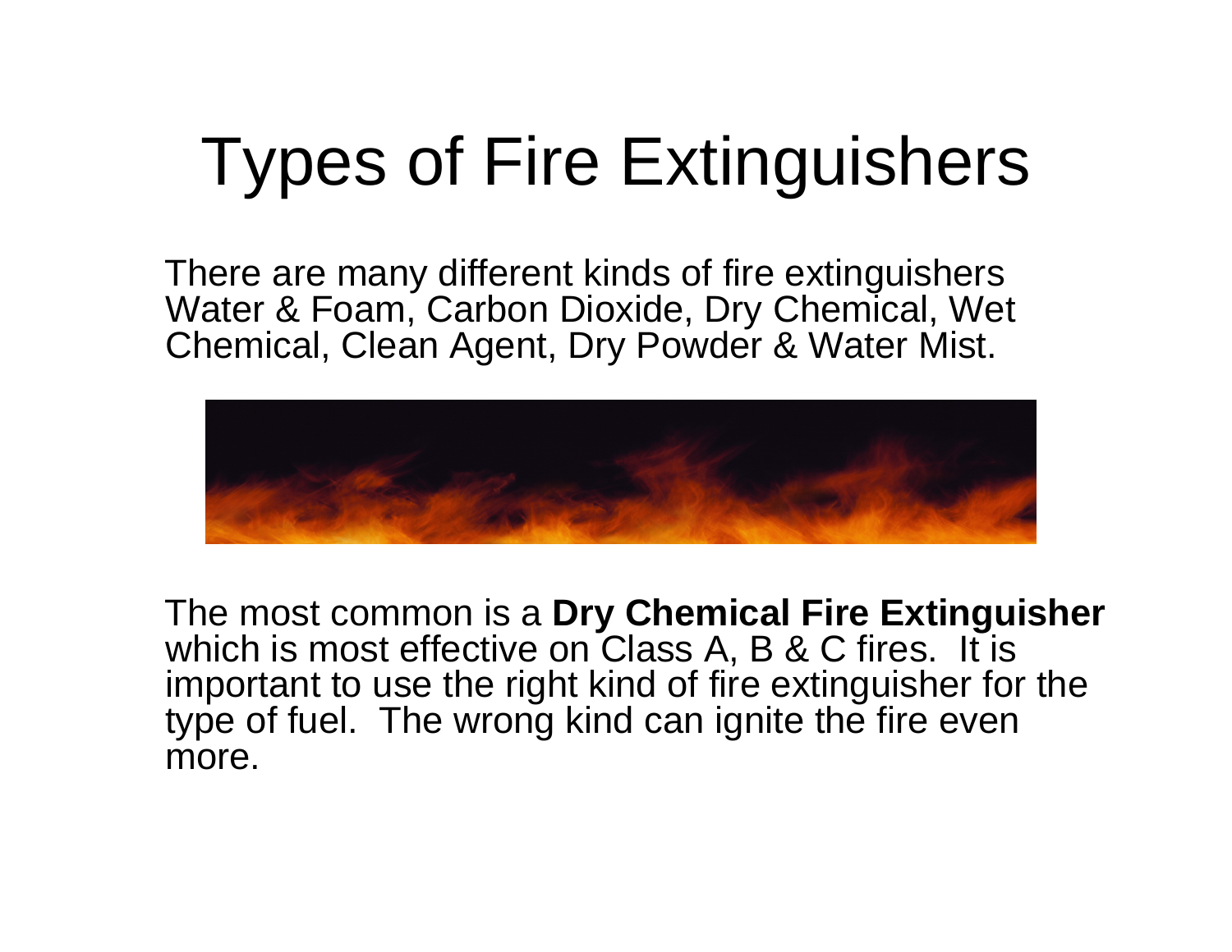# Types of Fire Extinguishers

There are many different kinds of fire extinguishers Water & Foam, Carbon Dioxide, Dry Chemical, Wet Chemical, Clean Agent, Dry Powder & Water Mist.

The most common is a **Dry Chemical Fire Extinguisher** which is most effective on Class A, B & C fires. It is important to use the right kind of fire extinguisher for the type of fuel. The wrong kind can ignite the fire even more.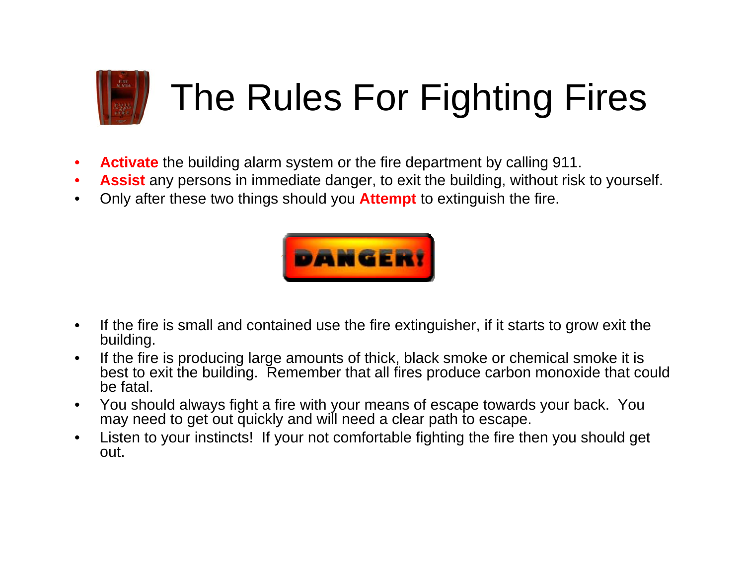# The Rules For Fighting Fires

- **Activate** the building alarm system or the fire department by calling 911.
- **Assist** any persons in immediate danger, to exit the building, without risk to yourself.
- Only after these two things should you **Attempt** to extinguish the fire.

DANGER!

- If the fire is small and contained use the fire extinguisher, if it starts to grow exit the building.
- If the fire is producing large amounts of thick, black smoke or chemical smoke it is best to exit the building. Remember that all fires produce carbon monoxide that could be fatal.
- You should always fight a fire with your means of escape towards your back. You may need to get out quickly and will need a clear path to escape.
- Listen to your instincts! If your not comfortable fighting the fire then you should get out.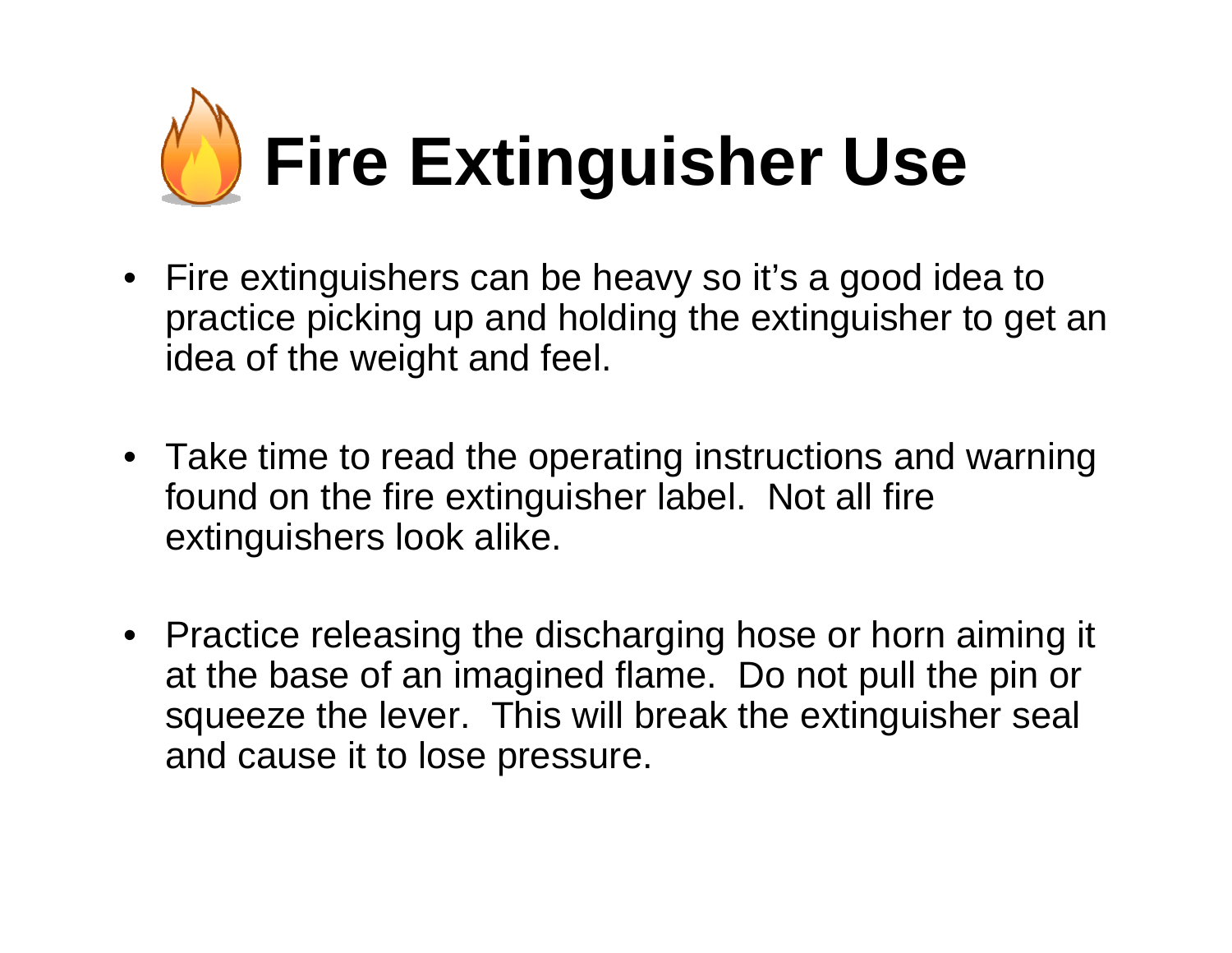# Fire Extinguisher Use

- Fire extinguishers can be heavy so it's a good idea to practice picking up and holding the extinguisher to get an idea of the weight and feel.

- Take time to read the operating instructions and warning found on the fire extinguisher label. Not all fire extinguishers look alike.

- Practice releasing the discharging hose or horn aiming it at the base of an imagined flame. Do not pull the pin or squeeze the lever. This will break the extinguisher seal and cause it to lose pressure.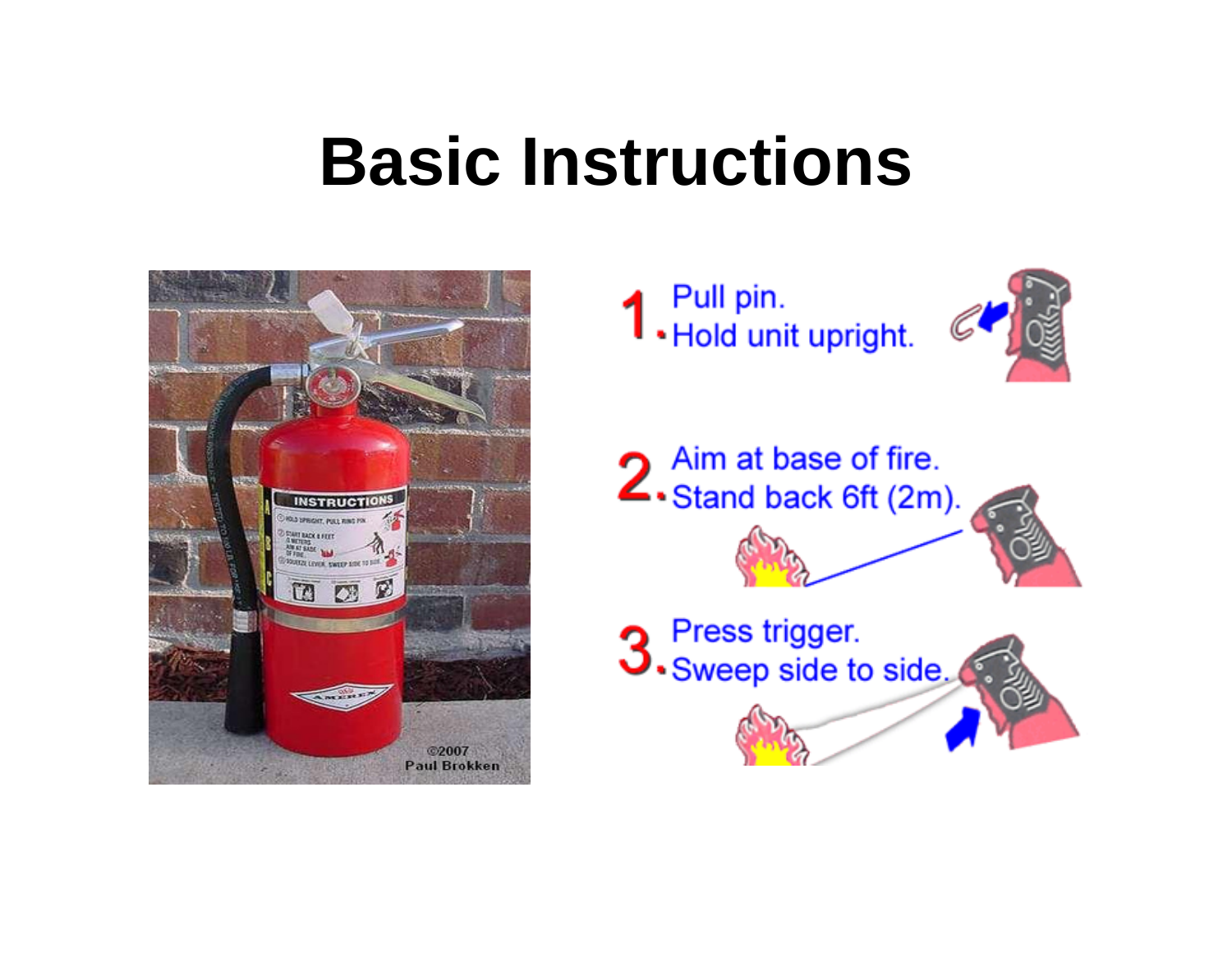# Basic Instructions

1. Pull pin.
   Hold unit upright.
2. Aim at base of fire.
   Stand back 6ft (2m).
3. Press trigger.
   Sweep side to side.